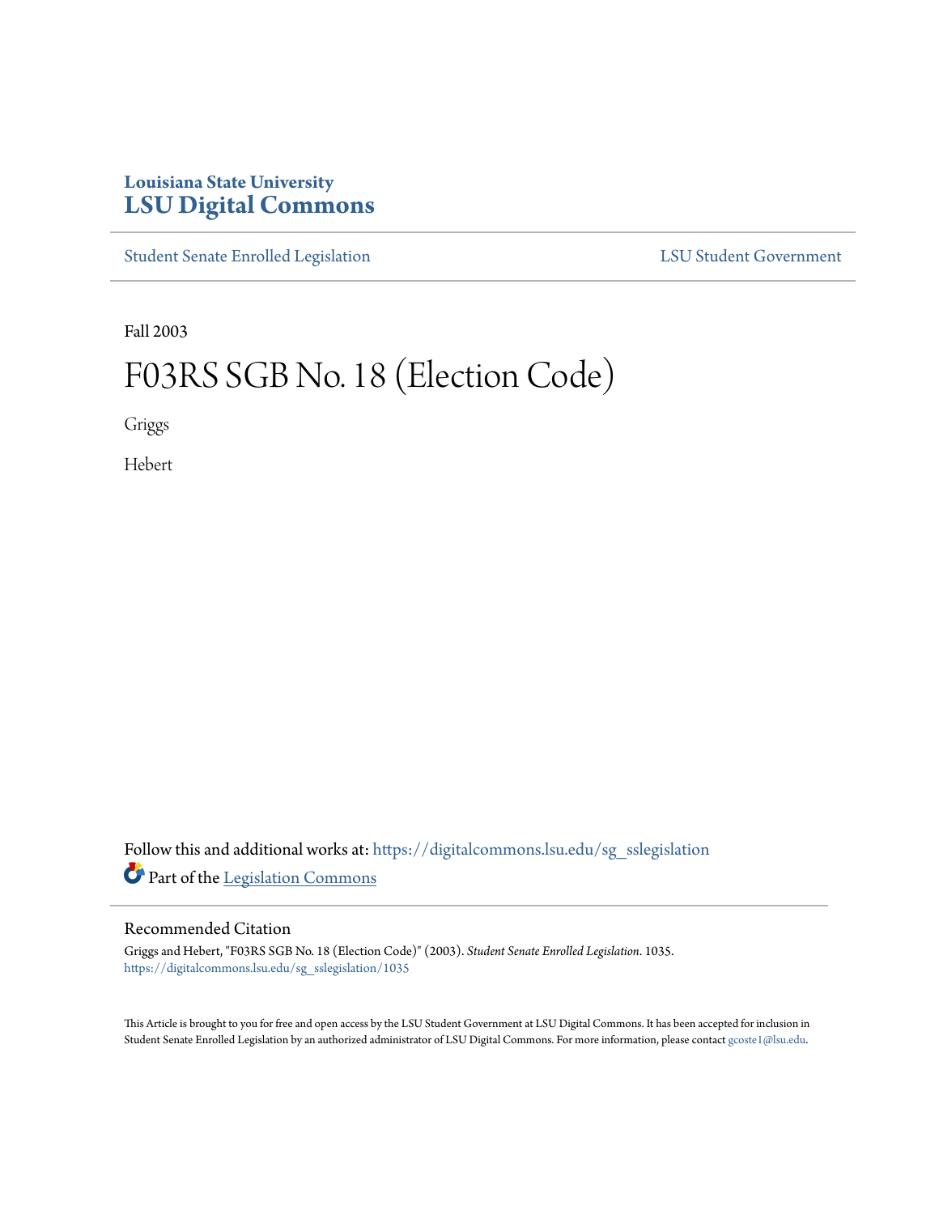Louisiana State University
# LSU Digital Commons

Student Senate Enrolled Legislation | LSU Student Government

Fall 2003

# F03RS SGB No. 18 (Election Code)

Griggs

Hebert

Follow this and additional works at: https://digitalcommons.lsu.edu/sg_sslegislation

Part of the Legislation Commons

## Recommended Citation

Griggs and Hebert, "F03RS SGB No. 18 (Election Code)" (2003). *Student Senate Enrolled Legislation*. 1035.
https://digitalcommons.lsu.edu/sg_sslegislation/1035

This Article is brought to you for free and open access by the LSU Student Government at LSU Digital Commons. It has been accepted for inclusion in Student Senate Enrolled Legislation by an authorized administrator of LSU Digital Commons. For more information, please contact gcoste1@lsu.edu.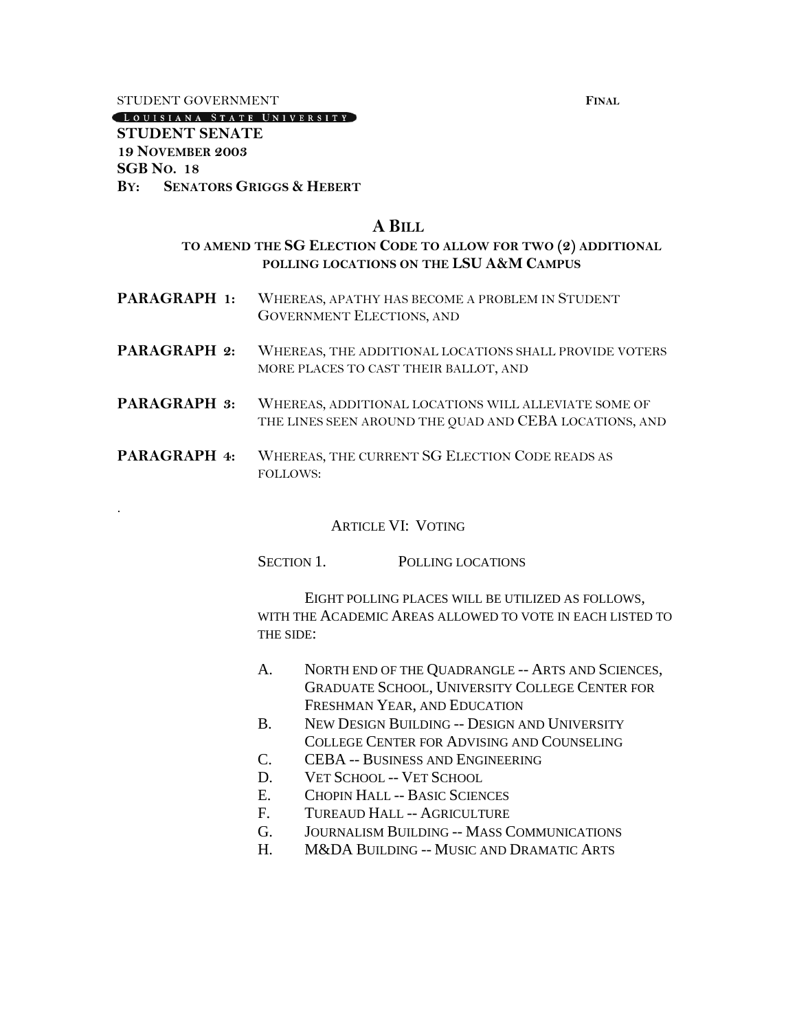STUDENT GOVERNMENT **FINAL**

LOUISIANA STATE UNIVERSITY

**STUDENT SENATE**
**19 NOVEMBER 2003**
**SGB NO. 18**
**BY: SENATORS GRIGGS & HEBERT**

## A BILL

### TO AMEND THE SG ELECTION CODE TO ALLOW FOR TWO (2) ADDITIONAL POLLING LOCATIONS ON THE LSU A&M CAMPUS

**PARAGRAPH 1:** WHEREAS, APATHY HAS BECOME A PROBLEM IN STUDENT GOVERNMENT ELECTIONS, AND

**PARAGRAPH 2:** WHEREAS, THE ADDITIONAL LOCATIONS SHALL PROVIDE VOTERS MORE PLACES TO CAST THEIR BALLOT, AND

**PARAGRAPH 3:** WHEREAS, ADDITIONAL LOCATIONS WILL ALLEVIATE SOME OF THE LINES SEEN AROUND THE QUAD AND CEBA LOCATIONS, AND

**PARAGRAPH 4:** WHEREAS, THE CURRENT SG ELECTION CODE READS AS FOLLOWS:

ARTICLE VI: VOTING

SECTION 1. POLLING LOCATIONS

EIGHT POLLING PLACES WILL BE UTILIZED AS FOLLOWS, WITH THE ACADEMIC AREAS ALLOWED TO VOTE IN EACH LISTED TO THE SIDE:

A. NORTH END OF THE QUADRANGLE -- ARTS AND SCIENCES, GRADUATE SCHOOL, UNIVERSITY COLLEGE CENTER FOR FRESHMAN YEAR, AND EDUCATION
B. NEW DESIGN BUILDING -- DESIGN AND UNIVERSITY COLLEGE CENTER FOR ADVISING AND COUNSELING
C. CEBA -- BUSINESS AND ENGINEERING
D. VET SCHOOL -- VET SCHOOL
E. CHOPIN HALL -- BASIC SCIENCES
F. TUREAUD HALL -- AGRICULTURE
G. JOURNALISM BUILDING -- MASS COMMUNICATIONS
H. M&DA BUILDING -- MUSIC AND DRAMATIC ARTS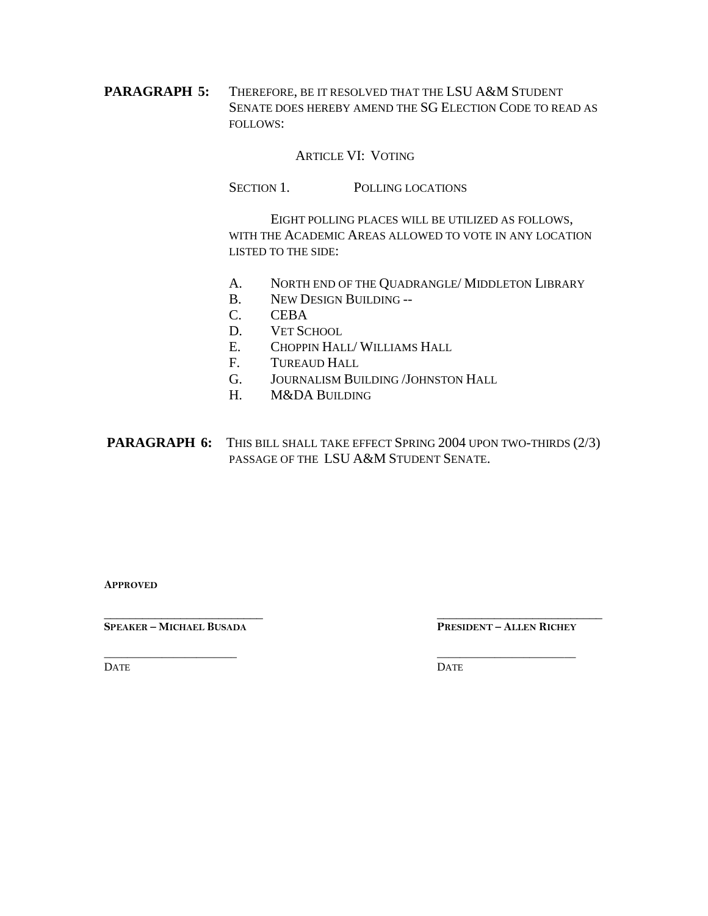**PARAGRAPH 5:** THEREFORE, BE IT RESOLVED THAT THE LSU A&M STUDENT SENATE DOES HEREBY AMEND THE SG ELECTION CODE TO READ AS FOLLOWS:

ARTICLE VI: VOTING

SECTION 1. POLLING LOCATIONS

EIGHT POLLING PLACES WILL BE UTILIZED AS FOLLOWS, WITH THE ACADEMIC AREAS ALLOWED TO VOTE IN ANY LOCATION LISTED TO THE SIDE:

A. NORTH END OF THE QUADRANGLE/ MIDDLETON LIBRARY
B. NEW DESIGN BUILDING --
C. CEBA
D. VET SCHOOL
E. CHOPPIN HALL/ WILLIAMS HALL
F. TUREAUD HALL
G. JOURNALISM BUILDING /JOHNSTON HALL
H. M&DA BUILDING

**PARAGRAPH 6:** THIS BILL SHALL TAKE EFFECT SPRING 2004 UPON TWO-THIRDS (2/3) PASSAGE OF THE LSU A&M STUDENT SENATE.

**APPROVED**

\_\_\_\_\_\_\_\_\_\_\_\_\_\_\_\_\_\_\_\_\_\_\_\_\_\_
**SPEAKER – MICHAEL BUSADA**

\_\_\_\_\_\_\_\_\_\_\_\_\_\_\_\_\_\_\_\_\_\_
DATE

\_\_\_\_\_\_\_\_\_\_\_\_\_\_\_\_\_\_\_\_\_\_\_\_\_\_\_
**PRESIDENT – ALLEN RICHEY**

\_\_\_\_\_\_\_\_\_\_\_\_\_\_\_\_\_\_\_\_\_\_\_
DATE